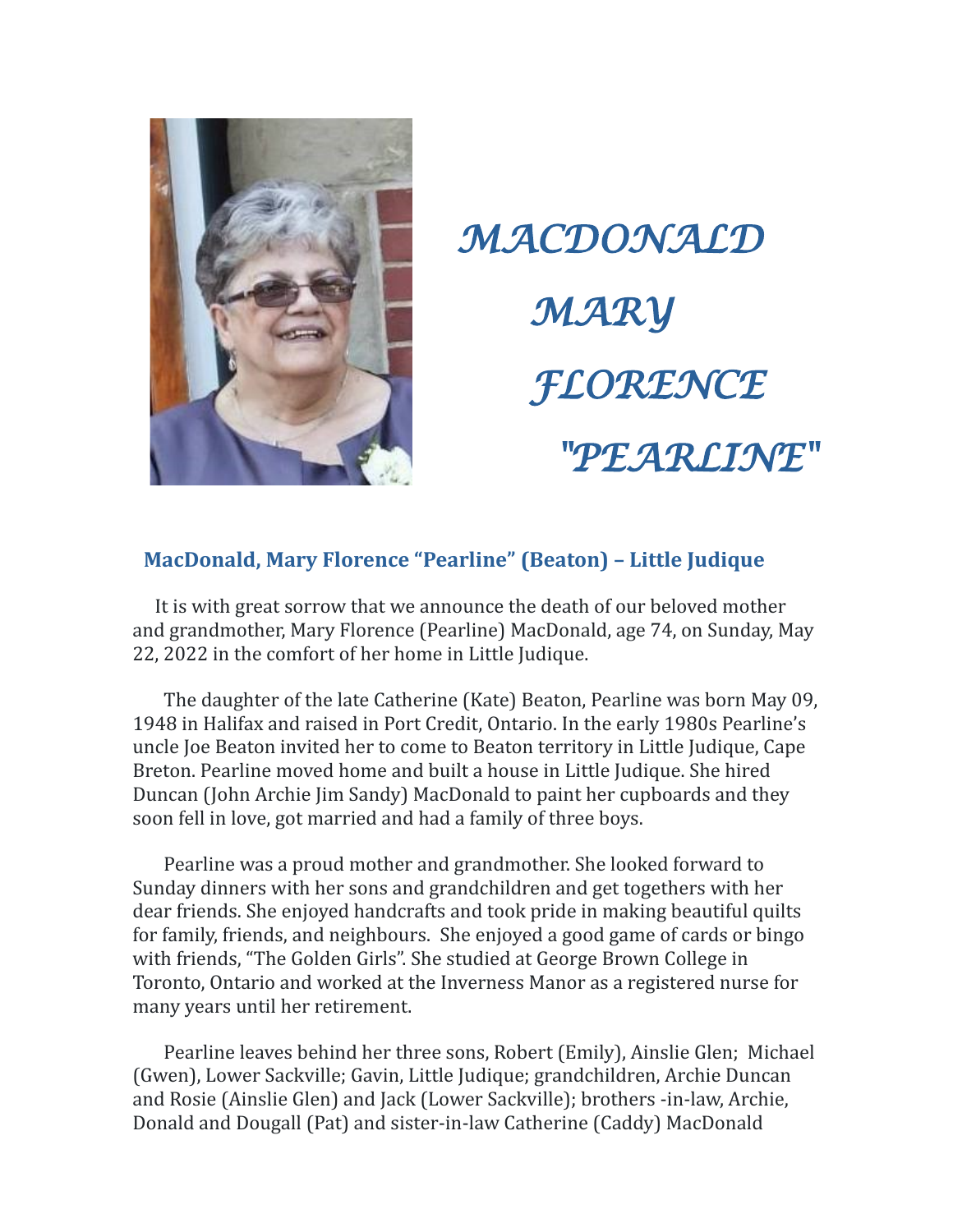# MACDONALD MARY FLORENCE "PEARLINE"

## MacDonald, Mary Florence "Pearline" (Beaton) – Little Judique

It is with great sorrow that we announce the death of our beloved mother and grandmother, Mary Florence (Pearline) MacDonald, age 74, on Sunday, May 22, 2022 in the comfort of her home in Little Judique.

The daughter of the late Catherine (Kate) Beaton, Pearline was born May 09, 1948 in Halifax and raised in Port Credit, Ontario. In the early 1980s Pearline's uncle Joe Beaton invited her to come to Beaton territory in Little Judique, Cape Breton. Pearline moved home and built a house in Little Judique. She hired Duncan (John Archie Jim Sandy) MacDonald to paint her cupboards and they soon fell in love, got married and had a family of three boys.

Pearline was a proud mother and grandmother. She looked forward to Sunday dinners with her sons and grandchildren and get togethers with her dear friends. She enjoyed handcrafts and took pride in making beautiful quilts for family, friends, and neighbours. She enjoyed a good game of cards or bingo with friends, "The Golden Girls". She studied at George Brown College in Toronto, Ontario and worked at the Inverness Manor as a registered nurse for many years until her retirement.

Pearline leaves behind her three sons, Robert (Emily), Ainslie Glen; Michael (Gwen), Lower Sackville; Gavin, Little Judique; grandchildren, Archie Duncan and Rosie (Ainslie Glen) and Jack (Lower Sackville); brothers -in-law, Archie, Donald and Dougall (Pat) and sister-in-law Catherine (Caddy) MacDonald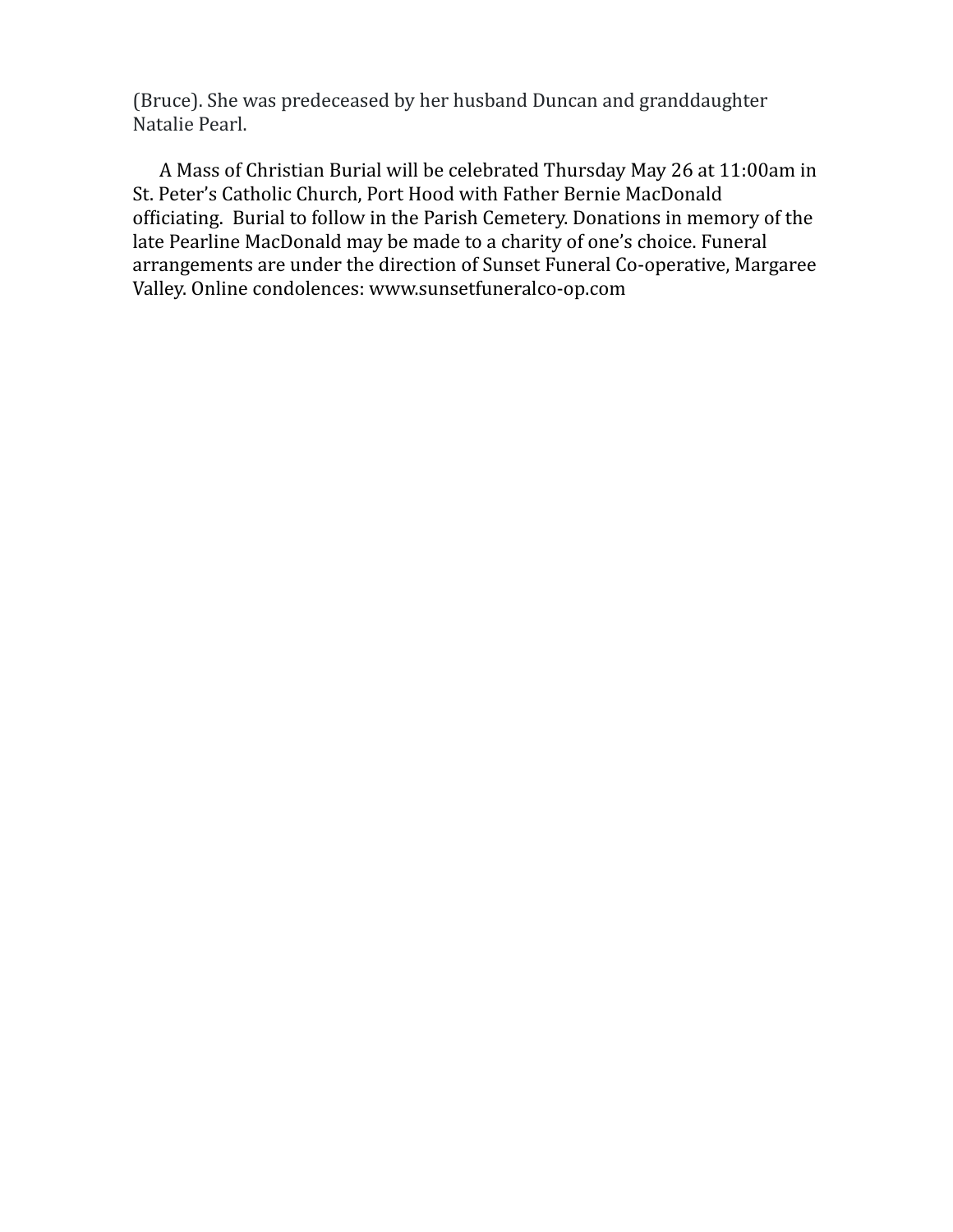(Bruce). She was predeceased by her husband Duncan and granddaughter Natalie Pearl.

A Mass of Christian Burial will be celebrated Thursday May 26 at 11:00am in St. Peter's Catholic Church, Port Hood with Father Bernie MacDonald officiating. Burial to follow in the Parish Cemetery. Donations in memory of the late Pearline MacDonald may be made to a charity of one's choice. Funeral arrangements are under the direction of Sunset Funeral Co-operative, Margaree Valley. Online condolences: www.sunsetfuneralco-op.com